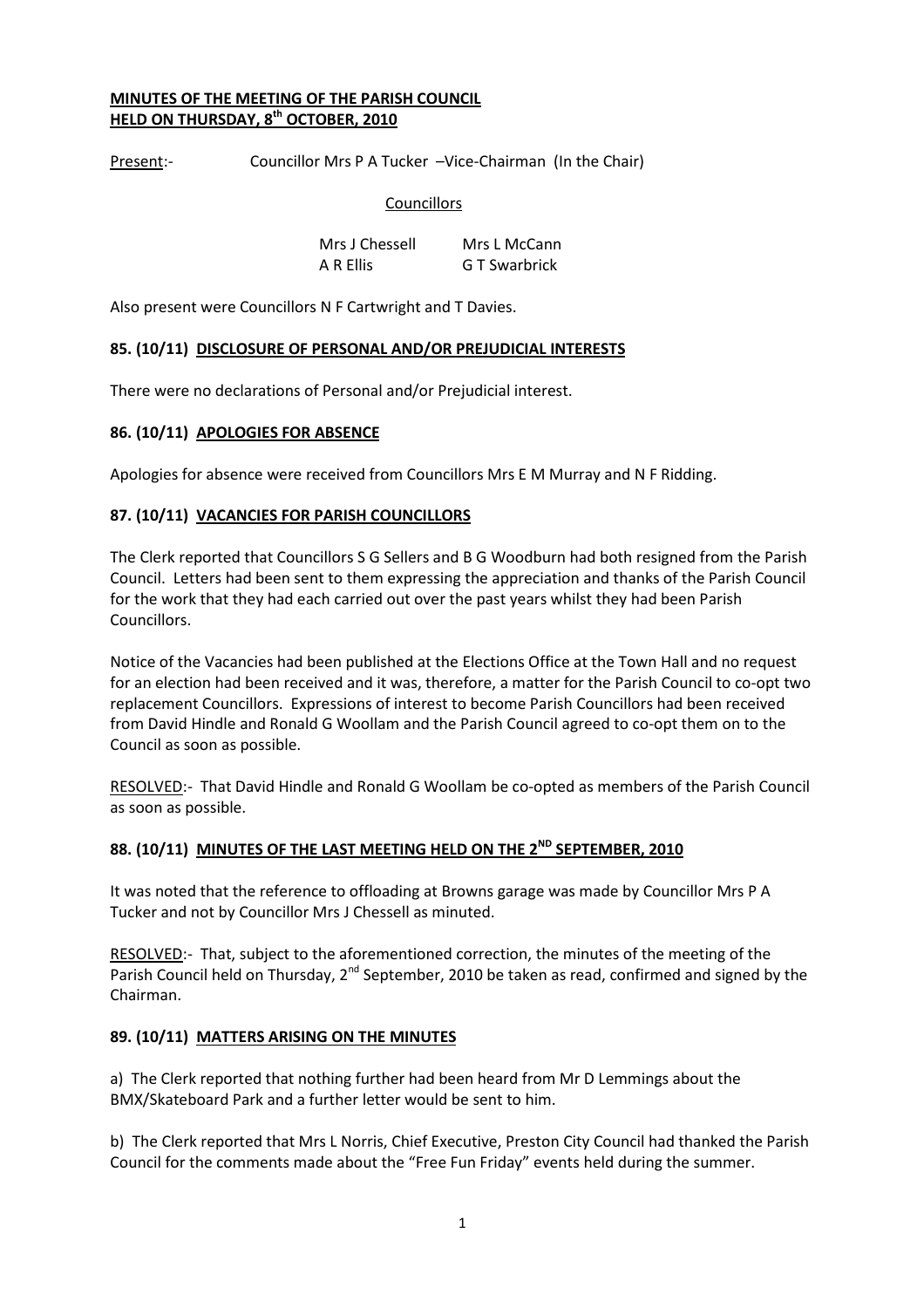**MINUTES OF THE MEETING OF THE PARISH COUNCIL**
**HELD ON THURSDAY, 8th OCTOBER, 2010**

Present:- Councillor Mrs P A Tucker –Vice-Chairman (In the Chair)

Councillors

| | |
|---|---|
| Mrs J Chessell | Mrs L McCann |
| A R Ellis | G T Swarbrick |

Also present were Councillors N F Cartwright and T Davies.

## 85. (10/11) DISCLOSURE OF PERSONAL AND/OR PREJUDICIAL INTERESTS

There were no declarations of Personal and/or Prejudicial interest.

## 86. (10/11) APOLOGIES FOR ABSENCE

Apologies for absence were received from Councillors Mrs E M Murray and N F Ridding.

## 87. (10/11) VACANCIES FOR PARISH COUNCILLORS

The Clerk reported that Councillors S G Sellers and B G Woodburn had both resigned from the Parish Council. Letters had been sent to them expressing the appreciation and thanks of the Parish Council for the work that they had each carried out over the past years whilst they had been Parish Councillors.

Notice of the Vacancies had been published at the Elections Office at the Town Hall and no request for an election had been received and it was, therefore, a matter for the Parish Council to co-opt two replacement Councillors. Expressions of interest to become Parish Councillors had been received from David Hindle and Ronald G Woollam and the Parish Council agreed to co-opt them on to the Council as soon as possible.

RESOLVED:- That David Hindle and Ronald G Woollam be co-opted as members of the Parish Council as soon as possible.

## 88. (10/11) MINUTES OF THE LAST MEETING HELD ON THE 2ND SEPTEMBER, 2010

It was noted that the reference to offloading at Browns garage was made by Councillor Mrs P A Tucker and not by Councillor Mrs J Chessell as minuted.

RESOLVED:- That, subject to the aforementioned correction, the minutes of the meeting of the Parish Council held on Thursday, 2nd September, 2010 be taken as read, confirmed and signed by the Chairman.

## 89. (10/11) MATTERS ARISING ON THE MINUTES

a) The Clerk reported that nothing further had been heard from Mr D Lemmings about the BMX/Skateboard Park and a further letter would be sent to him.

b) The Clerk reported that Mrs L Norris, Chief Executive, Preston City Council had thanked the Parish Council for the comments made about the "Free Fun Friday" events held during the summer.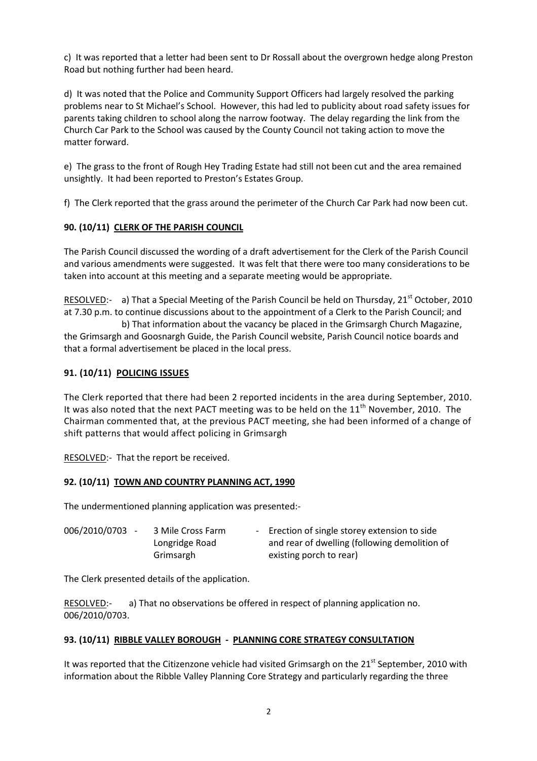c) It was reported that a letter had been sent to Dr Rossall about the overgrown hedge along Preston Road but nothing further had been heard.

d) It was noted that the Police and Community Support Officers had largely resolved the parking problems near to St Michael's School. However, this had led to publicity about road safety issues for parents taking children to school along the narrow footway. The delay regarding the link from the Church Car Park to the School was caused by the County Council not taking action to move the matter forward.

e) The grass to the front of Rough Hey Trading Estate had still not been cut and the area remained unsightly. It had been reported to Preston's Estates Group.

f) The Clerk reported that the grass around the perimeter of the Church Car Park had now been cut.

**90. (10/11) <u>CLERK OF THE PARISH COUNCIL</u>**

The Parish Council discussed the wording of a draft advertisement for the Clerk of the Parish Council and various amendments were suggested. It was felt that there were too many considerations to be taken into account at this meeting and a separate meeting would be appropriate.

<u>RESOLVED</u>:- a) That a Special Meeting of the Parish Council be held on Thursday, 21st October, 2010 at 7.30 p.m. to continue discussions about to the appointment of a Clerk to the Parish Council; and

b) That information about the vacancy be placed in the Grimsargh Church Magazine, the Grimsargh and Goosnargh Guide, the Parish Council website, Parish Council notice boards and that a formal advertisement be placed in the local press.

**91. (10/11) <u>POLICING ISSUES</u>**

The Clerk reported that there had been 2 reported incidents in the area during September, 2010. It was also noted that the next PACT meeting was to be held on the 11th November, 2010. The Chairman commented that, at the previous PACT meeting, she had been informed of a change of shift patterns that would affect policing in Grimsargh

<u>RESOLVED</u>:- That the report be received.

**92. (10/11) <u>TOWN AND COUNTRY PLANNING ACT, 1990</u>**

The undermentioned planning application was presented:-

| | | |
|---|---|---|
| 006/2010/0703 - | 3 Mile Cross Farm<br>Longridge Road<br>Grimsargh | - Erection of single storey extension to side and rear of dwelling (following demolition of existing porch to rear) |

The Clerk presented details of the application.

<u>RESOLVED</u>:- a) That no observations be offered in respect of planning application no. 006/2010/0703.

**93. (10/11) <u>RIBBLE VALLEY BOROUGH - PLANNING CORE STRATEGY CONSULTATION</u>**

It was reported that the Citizenzone vehicle had visited Grimsargh on the 21st September, 2010 with information about the Ribble Valley Planning Core Strategy and particularly regarding the three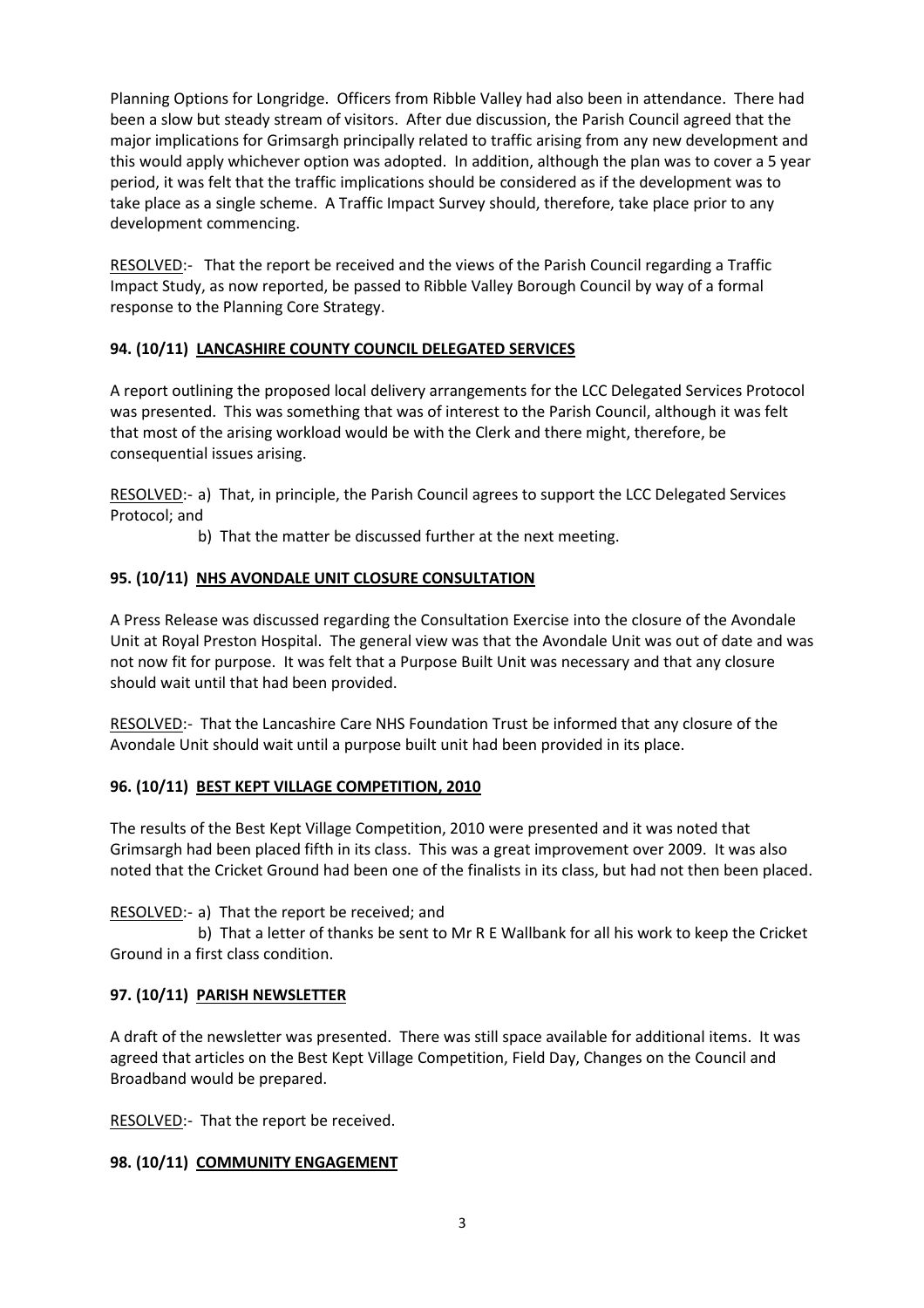Planning Options for Longridge. Officers from Ribble Valley had also been in attendance. There had been a slow but steady stream of visitors. After due discussion, the Parish Council agreed that the major implications for Grimsargh principally related to traffic arising from any new development and this would apply whichever option was adopted. In addition, although the plan was to cover a 5 year period, it was felt that the traffic implications should be considered as if the development was to take place as a single scheme. A Traffic Impact Survey should, therefore, take place prior to any development commencing.

<u>RESOLVED</u>:- That the report be received and the views of the Parish Council regarding a Traffic Impact Study, as now reported, be passed to Ribble Valley Borough Council by way of a formal response to the Planning Core Strategy.

**94. (10/11) <u>LANCASHIRE COUNTY COUNCIL DELEGATED SERVICES</u>**

A report outlining the proposed local delivery arrangements for the LCC Delegated Services Protocol was presented. This was something that was of interest to the Parish Council, although it was felt that most of the arising workload would be with the Clerk and there might, therefore, be consequential issues arising.

<u>RESOLVED</u>:- a) That, in principle, the Parish Council agrees to support the LCC Delegated Services Protocol; and

b) That the matter be discussed further at the next meeting.

**95. (10/11) <u>NHS AVONDALE UNIT CLOSURE CONSULTATION</u>**

A Press Release was discussed regarding the Consultation Exercise into the closure of the Avondale Unit at Royal Preston Hospital. The general view was that the Avondale Unit was out of date and was not now fit for purpose. It was felt that a Purpose Built Unit was necessary and that any closure should wait until that had been provided.

<u>RESOLVED</u>:- That the Lancashire Care NHS Foundation Trust be informed that any closure of the Avondale Unit should wait until a purpose built unit had been provided in its place.

**96. (10/11) <u>BEST KEPT VILLAGE COMPETITION, 2010</u>**

The results of the Best Kept Village Competition, 2010 were presented and it was noted that Grimsargh had been placed fifth in its class. This was a great improvement over 2009. It was also noted that the Cricket Ground had been one of the finalists in its class, but had not then been placed.

<u>RESOLVED</u>:- a) That the report be received; and

b) That a letter of thanks be sent to Mr R E Wallbank for all his work to keep the Cricket Ground in a first class condition.

**97. (10/11) <u>PARISH NEWSLETTER</u>**

A draft of the newsletter was presented. There was still space available for additional items. It was agreed that articles on the Best Kept Village Competition, Field Day, Changes on the Council and Broadband would be prepared.

<u>RESOLVED</u>:- That the report be received.

**98. (10/11) <u>COMMUNITY ENGAGEMENT</u>**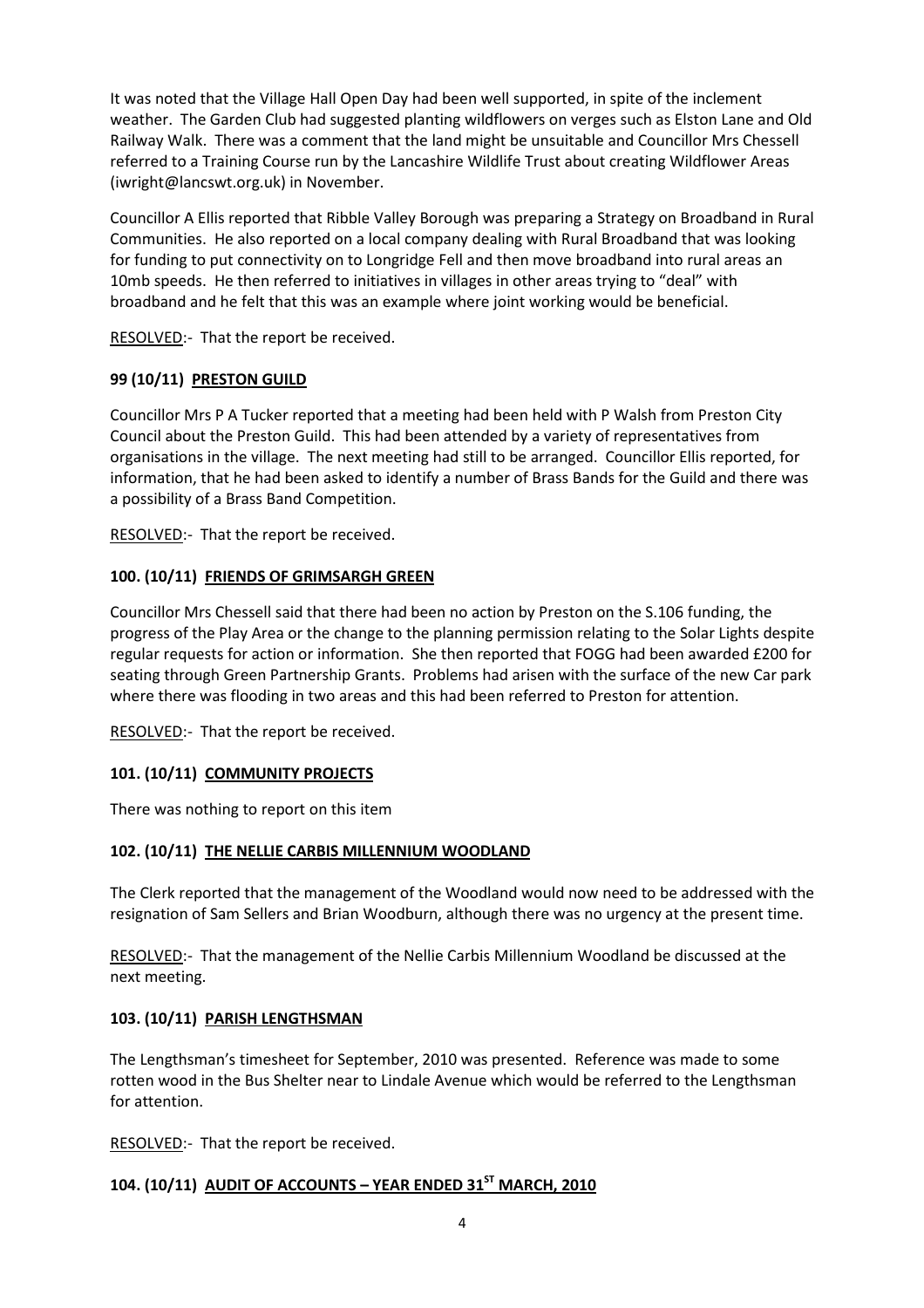It was noted that the Village Hall Open Day had been well supported, in spite of the inclement weather. The Garden Club had suggested planting wildflowers on verges such as Elston Lane and Old Railway Walk. There was a comment that the land might be unsuitable and Councillor Mrs Chessell referred to a Training Course run by the Lancashire Wildlife Trust about creating Wildflower Areas (iwright@lancswt.org.uk) in November.

Councillor A Ellis reported that Ribble Valley Borough was preparing a Strategy on Broadband in Rural Communities. He also reported on a local company dealing with Rural Broadband that was looking for funding to put connectivity on to Longridge Fell and then move broadband into rural areas an 10mb speeds. He then referred to initiatives in villages in other areas trying to "deal" with broadband and he felt that this was an example where joint working would be beneficial.

RESOLVED:- That the report be received.

**99 (10/11) PRESTON GUILD**

Councillor Mrs P A Tucker reported that a meeting had been held with P Walsh from Preston City Council about the Preston Guild. This had been attended by a variety of representatives from organisations in the village. The next meeting had still to be arranged. Councillor Ellis reported, for information, that he had been asked to identify a number of Brass Bands for the Guild and there was a possibility of a Brass Band Competition.

RESOLVED:- That the report be received.

**100. (10/11) FRIENDS OF GRIMSARGH GREEN**

Councillor Mrs Chessell said that there had been no action by Preston on the S.106 funding, the progress of the Play Area or the change to the planning permission relating to the Solar Lights despite regular requests for action or information. She then reported that FOGG had been awarded £200 for seating through Green Partnership Grants. Problems had arisen with the surface of the new Car park where there was flooding in two areas and this had been referred to Preston for attention.

RESOLVED:- That the report be received.

**101. (10/11) COMMUNITY PROJECTS**

There was nothing to report on this item

**102. (10/11) THE NELLIE CARBIS MILLENNIUM WOODLAND**

The Clerk reported that the management of the Woodland would now need to be addressed with the resignation of Sam Sellers and Brian Woodburn, although there was no urgency at the present time.

RESOLVED:- That the management of the Nellie Carbis Millennium Woodland be discussed at the next meeting.

**103. (10/11) PARISH LENGTHSMAN**

The Lengthsman's timesheet for September, 2010 was presented. Reference was made to some rotten wood in the Bus Shelter near to Lindale Avenue which would be referred to the Lengthsman for attention.

RESOLVED:- That the report be received.

**104. (10/11) AUDIT OF ACCOUNTS – YEAR ENDED 31ST MARCH, 2010**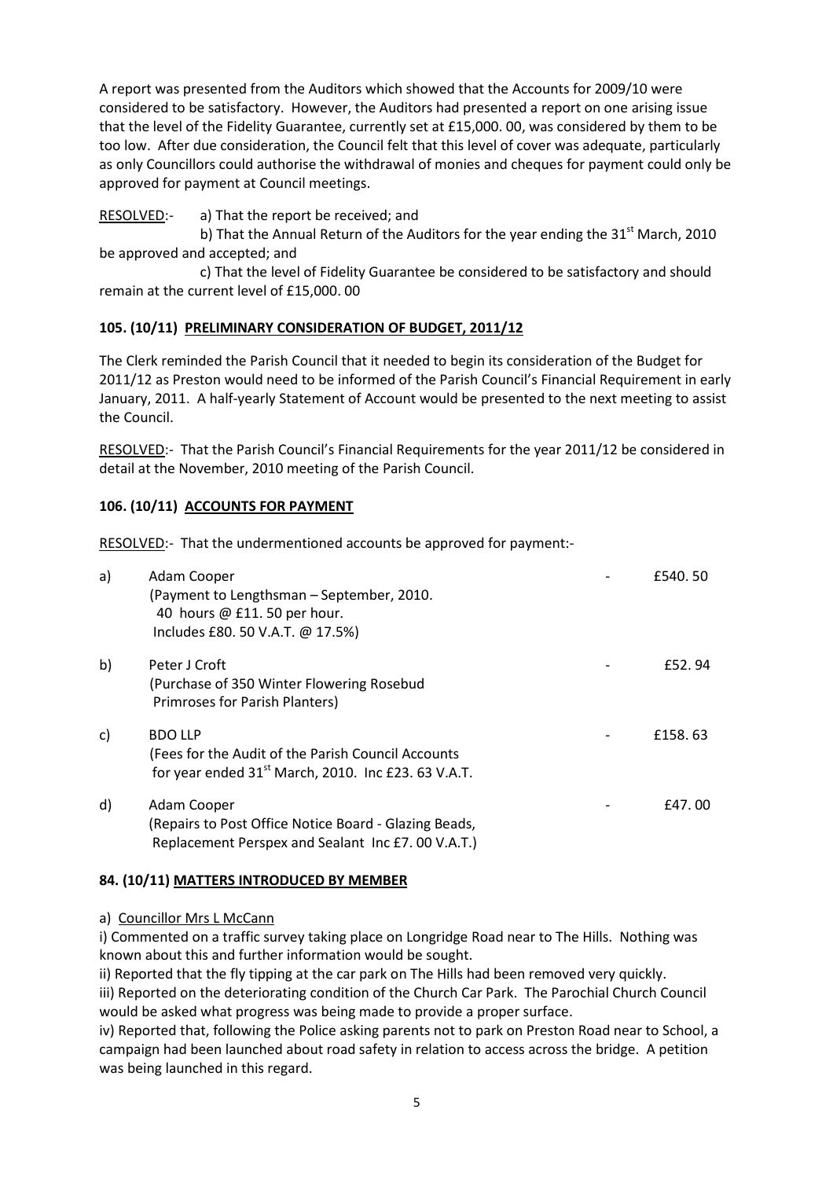A report was presented from the Auditors which showed that the Accounts for 2009/10 were considered to be satisfactory. However, the Auditors had presented a report on one arising issue that the level of the Fidelity Guarantee, currently set at £15,000. 00, was considered by them to be too low. After due consideration, the Council felt that this level of cover was adequate, particularly as only Councillors could authorise the withdrawal of monies and cheques for payment could only be approved for payment at Council meetings.

RESOLVED:- a) That the report be received; and

b) That the Annual Return of the Auditors for the year ending the 31st March, 2010 be approved and accepted; and

c) That the level of Fidelity Guarantee be considered to be satisfactory and should remain at the current level of £15,000. 00

**105. (10/11) PRELIMINARY CONSIDERATION OF BUDGET, 2011/12**

The Clerk reminded the Parish Council that it needed to begin its consideration of the Budget for 2011/12 as Preston would need to be informed of the Parish Council's Financial Requirement in early January, 2011. A half-yearly Statement of Account would be presented to the next meeting to assist the Council.

RESOLVED:- That the Parish Council's Financial Requirements for the year 2011/12 be considered in detail at the November, 2010 meeting of the Parish Council.

**106. (10/11) ACCOUNTS FOR PAYMENT**

RESOLVED:- That the undermentioned accounts be approved for payment:-

| | | | |
|---|---|---|---|
| a) | Adam Cooper<br>(Payment to Lengthsman – September, 2010.<br>40 hours @ £11. 50 per hour.<br>Includes £80. 50 V.A.T. @ 17.5%) | - | £540. 50 |
| b) | Peter J Croft<br>(Purchase of 350 Winter Flowering Rosebud<br>Primroses for Parish Planters) | - | £52. 94 |
| c) | BDO LLP<br>(Fees for the Audit of the Parish Council Accounts<br>for year ended 31st March, 2010. Inc £23. 63 V.A.T. | - | £158. 63 |
| d) | Adam Cooper<br>(Repairs to Post Office Notice Board - Glazing Beads,<br>Replacement Perspex and Sealant Inc £7. 00 V.A.T.) | - | £47. 00 |

**84. (10/11) MATTERS INTRODUCED BY MEMBER**

a) Councillor Mrs L McCann

i) Commented on a traffic survey taking place on Longridge Road near to The Hills. Nothing was known about this and further information would be sought.

ii) Reported that the fly tipping at the car park on The Hills had been removed very quickly.

iii) Reported on the deteriorating condition of the Church Car Park. The Parochial Church Council would be asked what progress was being made to provide a proper surface.

iv) Reported that, following the Police asking parents not to park on Preston Road near to School, a campaign had been launched about road safety in relation to access across the bridge. A petition was being launched in this regard.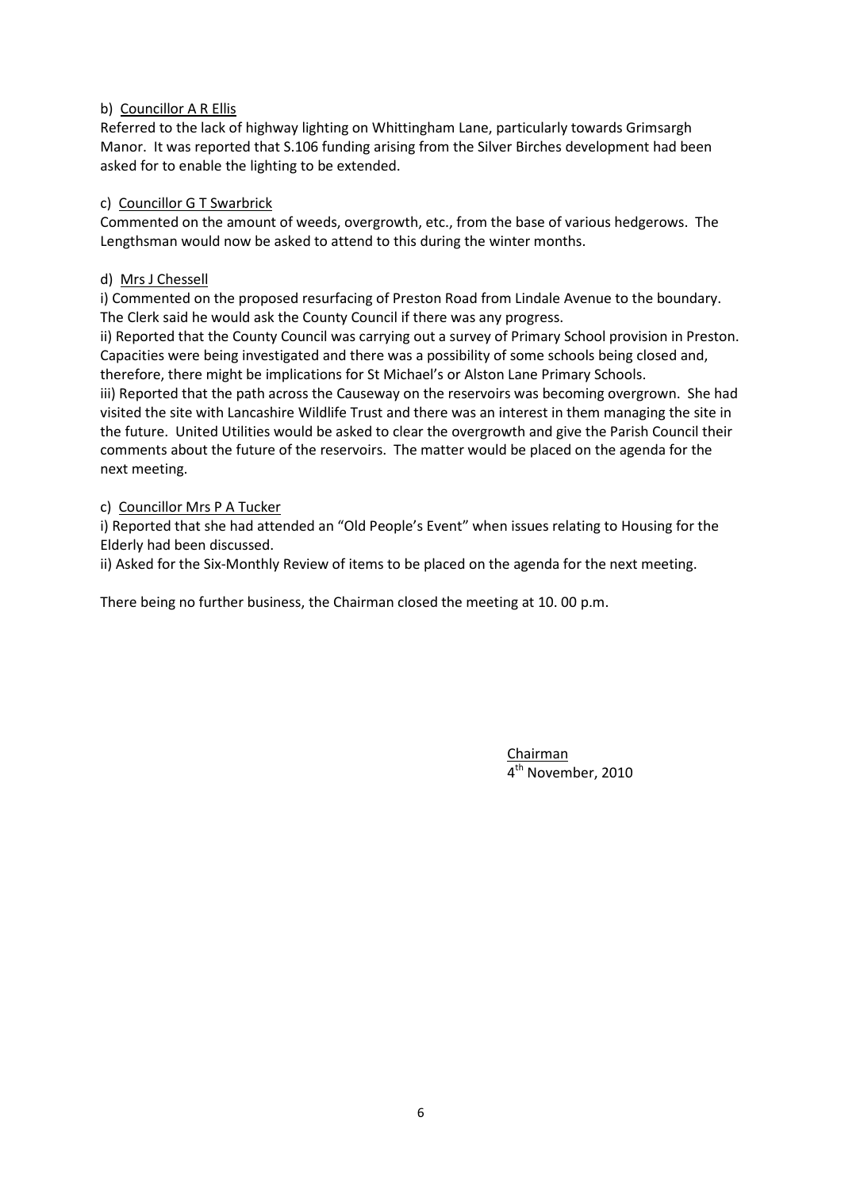b) Councillor A R Ellis

Referred to the lack of highway lighting on Whittingham Lane, particularly towards Grimsargh Manor. It was reported that S.106 funding arising from the Silver Birches development had been asked for to enable the lighting to be extended.

c) Councillor G T Swarbrick

Commented on the amount of weeds, overgrowth, etc., from the base of various hedgerows. The Lengthsman would now be asked to attend to this during the winter months.

d) Mrs J Chessell

i) Commented on the proposed resurfacing of Preston Road from Lindale Avenue to the boundary. The Clerk said he would ask the County Council if there was any progress.

ii) Reported that the County Council was carrying out a survey of Primary School provision in Preston. Capacities were being investigated and there was a possibility of some schools being closed and, therefore, there might be implications for St Michael's or Alston Lane Primary Schools.

iii) Reported that the path across the Causeway on the reservoirs was becoming overgrown. She had visited the site with Lancashire Wildlife Trust and there was an interest in them managing the site in the future. United Utilities would be asked to clear the overgrowth and give the Parish Council their comments about the future of the reservoirs. The matter would be placed on the agenda for the next meeting.

c) Councillor Mrs P A Tucker

i) Reported that she had attended an "Old People's Event" when issues relating to Housing for the Elderly had been discussed.

ii) Asked for the Six-Monthly Review of items to be placed on the agenda for the next meeting.

There being no further business, the Chairman closed the meeting at 10. 00 p.m.

Chairman

4th November, 2010